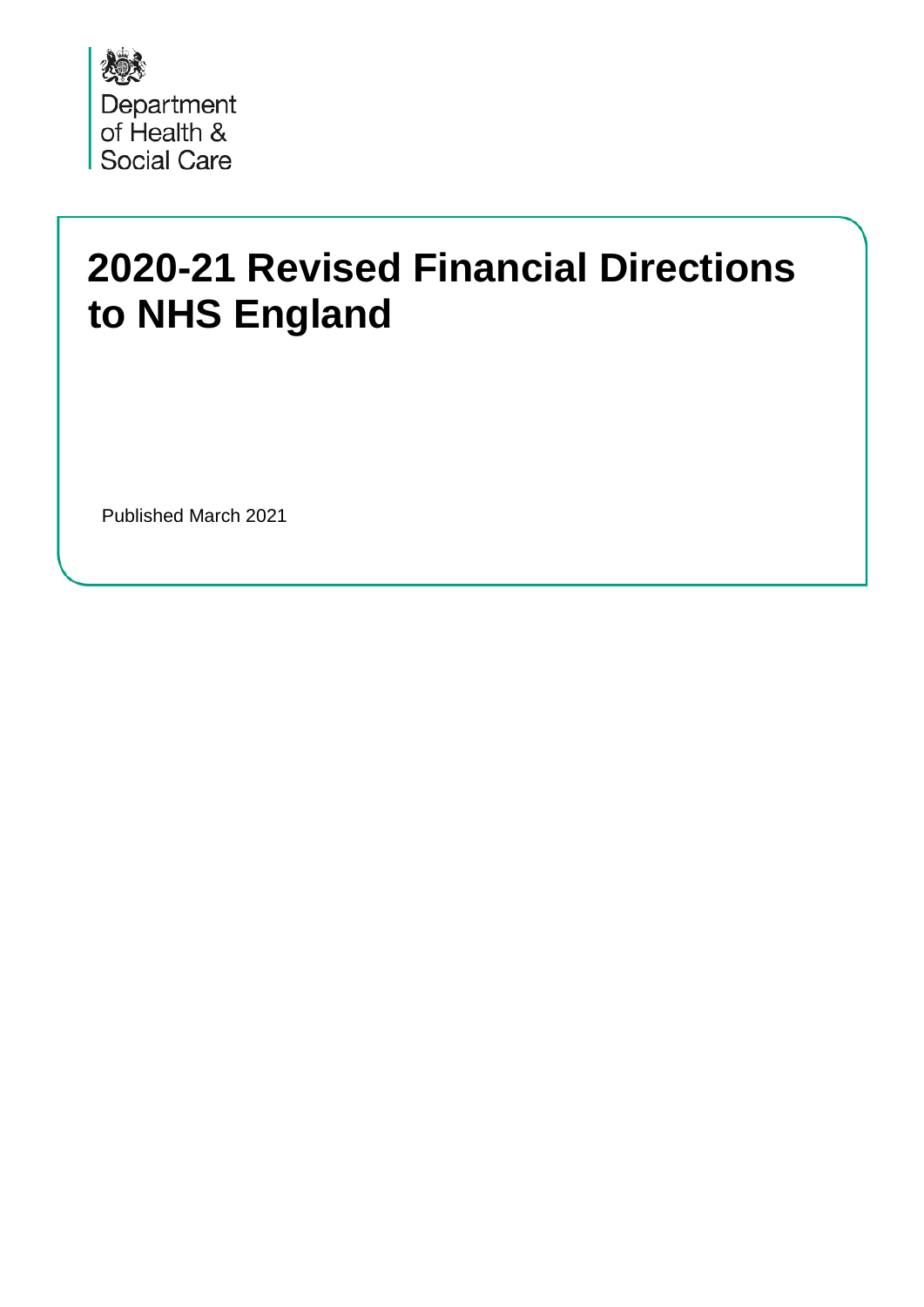Department of Health & Social Care

# 2020-21 Revised Financial Directions to NHS England

Published March 2021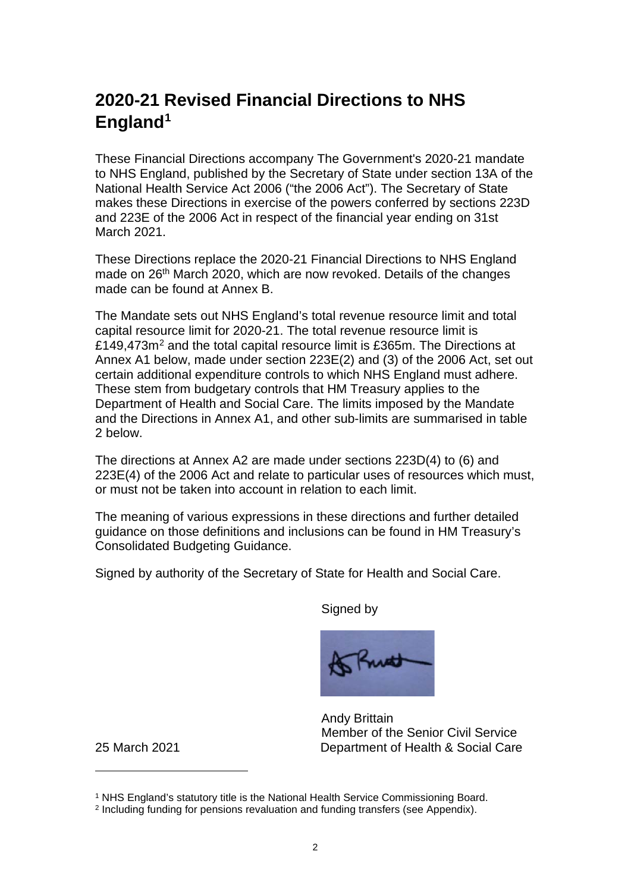# 2020-21 Revised Financial Directions to NHS England[1]

These Financial Directions accompany The Government's 2020-21 mandate to NHS England, published by the Secretary of State under section 13A of the National Health Service Act 2006 ("the 2006 Act"). The Secretary of State makes these Directions in exercise of the powers conferred by sections 223D and 223E of the 2006 Act in respect of the financial year ending on 31st March 2021.

These Directions replace the 2020-21 Financial Directions to NHS England made on 26th March 2020, which are now revoked. Details of the changes made can be found at Annex B.

The Mandate sets out NHS England's total revenue resource limit and total capital resource limit for 2020-21. The total revenue resource limit is £149,473m[2] and the total capital resource limit is £365m. The Directions at Annex A1 below, made under section 223E(2) and (3) of the 2006 Act, set out certain additional expenditure controls to which NHS England must adhere. These stem from budgetary controls that HM Treasury applies to the Department of Health and Social Care. The limits imposed by the Mandate and the Directions in Annex A1, and other sub-limits are summarised in table 2 below.

The directions at Annex A2 are made under sections 223D(4) to (6) and 223E(4) of the 2006 Act and relate to particular uses of resources which must, or must not be taken into account in relation to each limit.

The meaning of various expressions in these directions and further detailed guidance on those definitions and inclusions can be found in HM Treasury's Consolidated Budgeting Guidance.

Signed by authority of the Secretary of State for Health and Social Care.

Signed by

Andy Brittain
Member of the Senior Civil Service
Department of Health & Social Care

25 March 2021

---

[1] NHS England's statutory title is the National Health Service Commissioning Board.

[2] Including funding for pensions revaluation and funding transfers (see Appendix).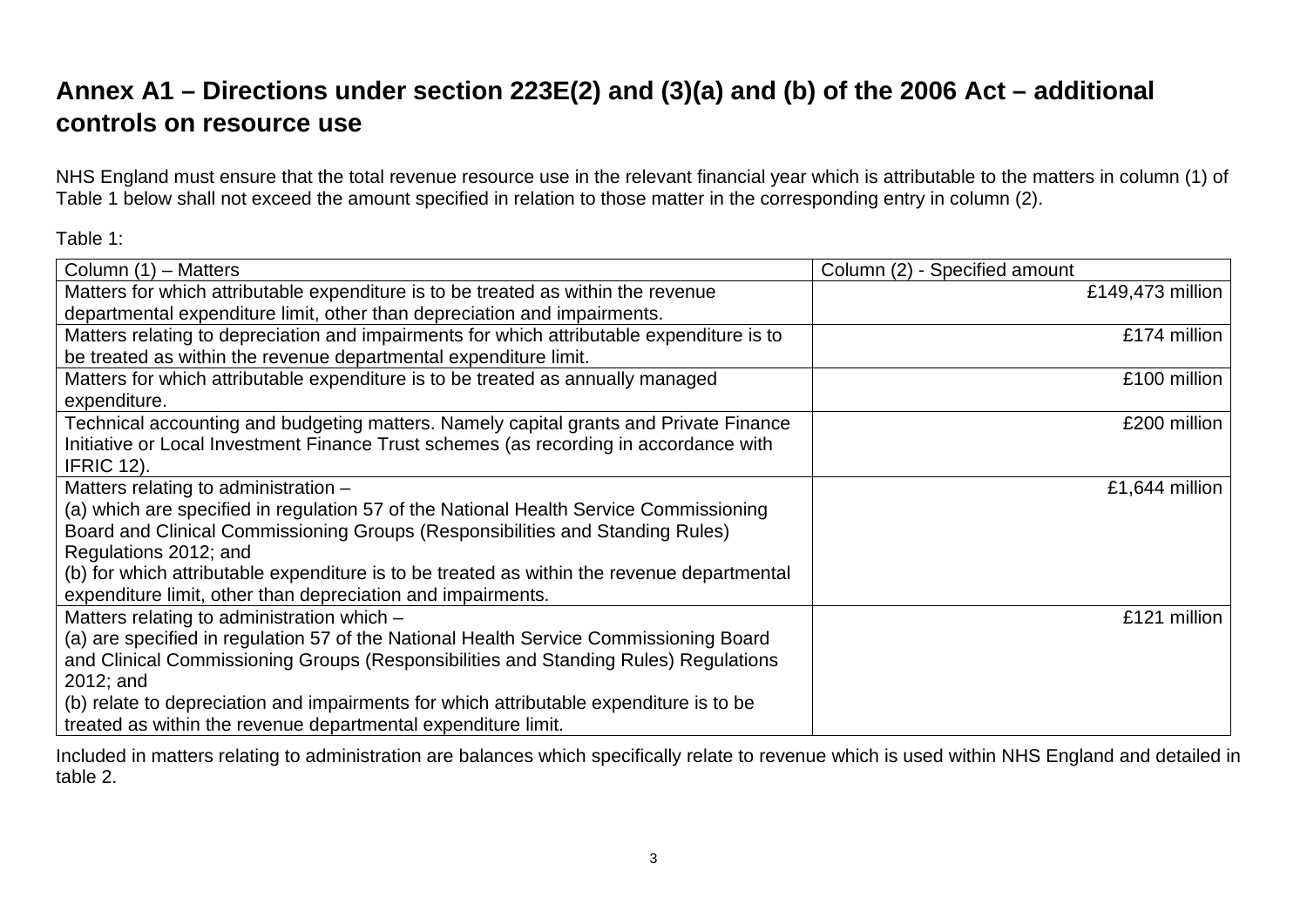## Annex A1 – Directions under section 223E(2) and (3)(a) and (b) of the 2006 Act – additional controls on resource use

NHS England must ensure that the total revenue resource use in the relevant financial year which is attributable to the matters in column (1) of Table 1 below shall not exceed the amount specified in relation to those matter in the corresponding entry in column (2).

Table 1:

| Column (1) – Matters | Column (2) - Specified amount |
|---|---|
| Matters for which attributable expenditure is to be treated as within the revenue departmental expenditure limit, other than depreciation and impairments. | £149,473 million |
| Matters relating to depreciation and impairments for which attributable expenditure is to be treated as within the revenue departmental expenditure limit. | £174 million |
| Matters for which attributable expenditure is to be treated as annually managed expenditure. | £100 million |
| Technical accounting and budgeting matters. Namely capital grants and Private Finance Initiative or Local Investment Finance Trust schemes (as recording in accordance with IFRIC 12). | £200 million |
| Matters relating to administration – (a) which are specified in regulation 57 of the National Health Service Commissioning Board and Clinical Commissioning Groups (Responsibilities and Standing Rules) Regulations 2012; and (b) for which attributable expenditure is to be treated as within the revenue departmental expenditure limit, other than depreciation and impairments. | £1,644 million |
| Matters relating to administration which – (a) are specified in regulation 57 of the National Health Service Commissioning Board and Clinical Commissioning Groups (Responsibilities and Standing Rules) Regulations 2012; and (b) relate to depreciation and impairments for which attributable expenditure is to be treated as within the revenue departmental expenditure limit. | £121 million |

Included in matters relating to administration are balances which specifically relate to revenue which is used within NHS England and detailed in table 2.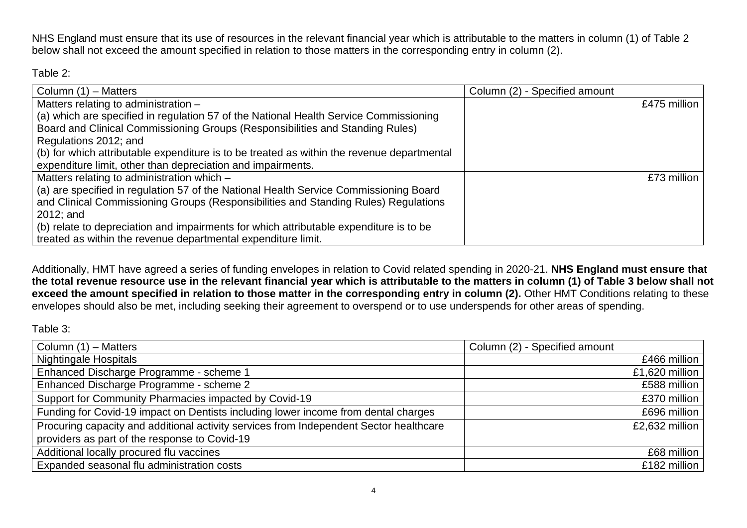NHS England must ensure that its use of resources in the relevant financial year which is attributable to the matters in column (1) of Table 2 below shall not exceed the amount specified in relation to those matters in the corresponding entry in column (2).

Table 2:

| Column (1) – Matters | Column (2) - Specified amount |
|---|---|
| Matters relating to administration – (a) which are specified in regulation 57 of the National Health Service Commissioning Board and Clinical Commissioning Groups (Responsibilities and Standing Rules) Regulations 2012; and (b) for which attributable expenditure is to be treated as within the revenue departmental expenditure limit, other than depreciation and impairments. | £475 million |
| Matters relating to administration which – (a) are specified in regulation 57 of the National Health Service Commissioning Board and Clinical Commissioning Groups (Responsibilities and Standing Rules) Regulations 2012; and (b) relate to depreciation and impairments for which attributable expenditure is to be treated as within the revenue departmental expenditure limit. | £73 million |

Additionally, HMT have agreed a series of funding envelopes in relation to Covid related spending in 2020-21. **NHS England must ensure that the total revenue resource use in the relevant financial year which is attributable to the matters in column (1) of Table 3 below shall not exceed the amount specified in relation to those matter in the corresponding entry in column (2).** Other HMT Conditions relating to these envelopes should also be met, including seeking their agreement to overspend or to use underspends for other areas of spending.

Table 3:

| Column (1) – Matters | Column (2) - Specified amount |
|---|---|
| Nightingale Hospitals | £466 million |
| Enhanced Discharge Programme - scheme 1 | £1,620 million |
| Enhanced Discharge Programme - scheme 2 | £588 million |
| Support for Community Pharmacies impacted by Covid-19 | £370 million |
| Funding for Covid-19 impact on Dentists including lower income from dental charges | £696 million |
| Procuring capacity and additional activity services from Independent Sector healthcare providers as part of the response to Covid-19 | £2,632 million |
| Additional locally procured flu vaccines | £68 million |
| Expanded seasonal flu administration costs | £182 million |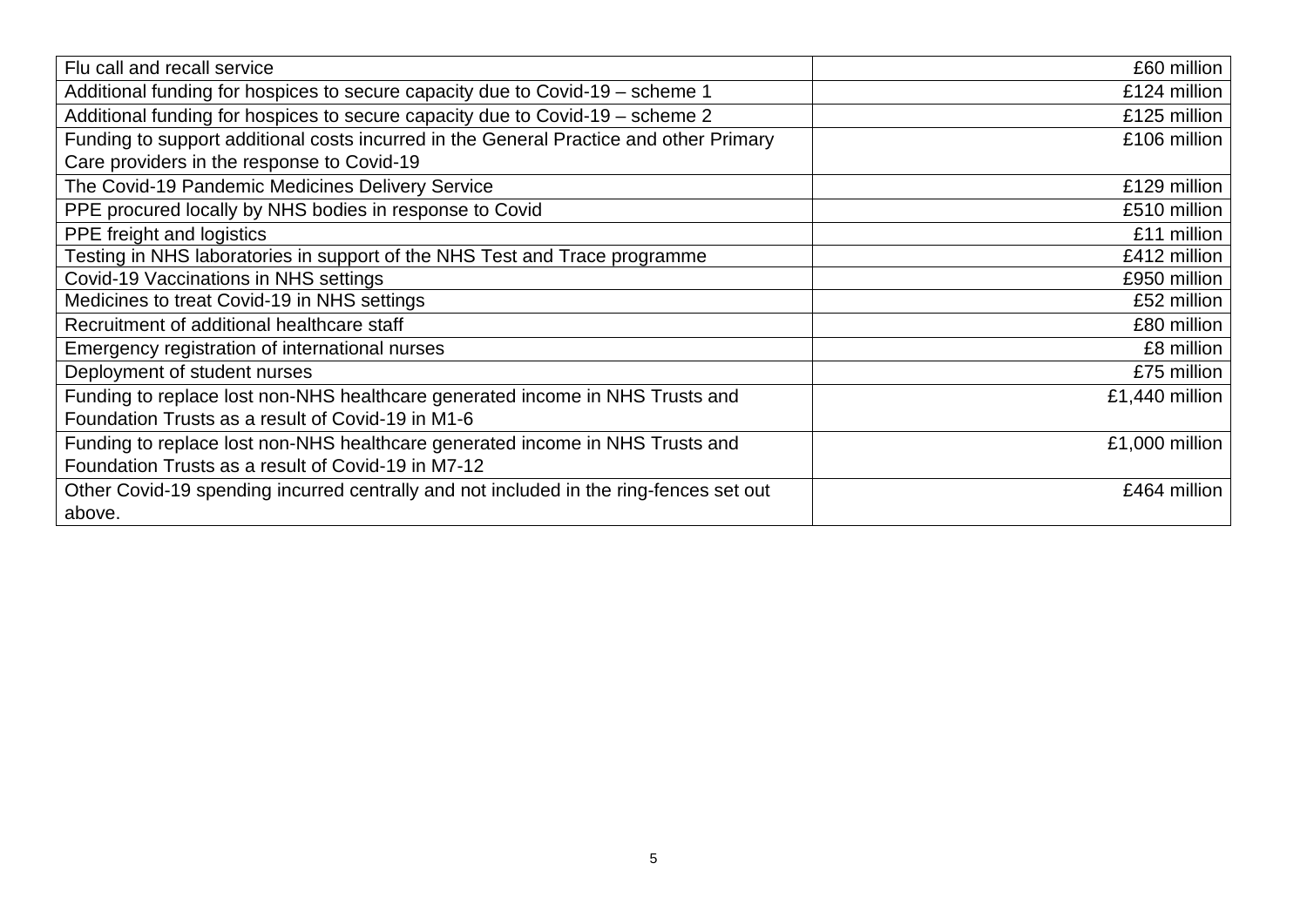| | |
|---|---|
| Flu call and recall service | £60 million |
| Additional funding for hospices to secure capacity due to Covid-19 – scheme 1 | £124 million |
| Additional funding for hospices to secure capacity due to Covid-19 – scheme 2 | £125 million |
| Funding to support additional costs incurred in the General Practice and other Primary Care providers in the response to Covid-19 | £106 million |
| The Covid-19 Pandemic Medicines Delivery Service | £129 million |
| PPE procured locally by NHS bodies in response to Covid | £510 million |
| PPE freight and logistics | £11 million |
| Testing in NHS laboratories in support of the NHS Test and Trace programme | £412 million |
| Covid-19 Vaccinations in NHS settings | £950 million |
| Medicines to treat Covid-19 in NHS settings | £52 million |
| Recruitment of additional healthcare staff | £80 million |
| Emergency registration of international nurses | £8 million |
| Deployment of student nurses | £75 million |
| Funding to replace lost non-NHS healthcare generated income in NHS Trusts and Foundation Trusts as a result of Covid-19 in M1-6 | £1,440 million |
| Funding to replace lost non-NHS healthcare generated income in NHS Trusts and Foundation Trusts as a result of Covid-19 in M7-12 | £1,000 million |
| Other Covid-19 spending incurred centrally and not included in the ring-fences set out above. | £464 million |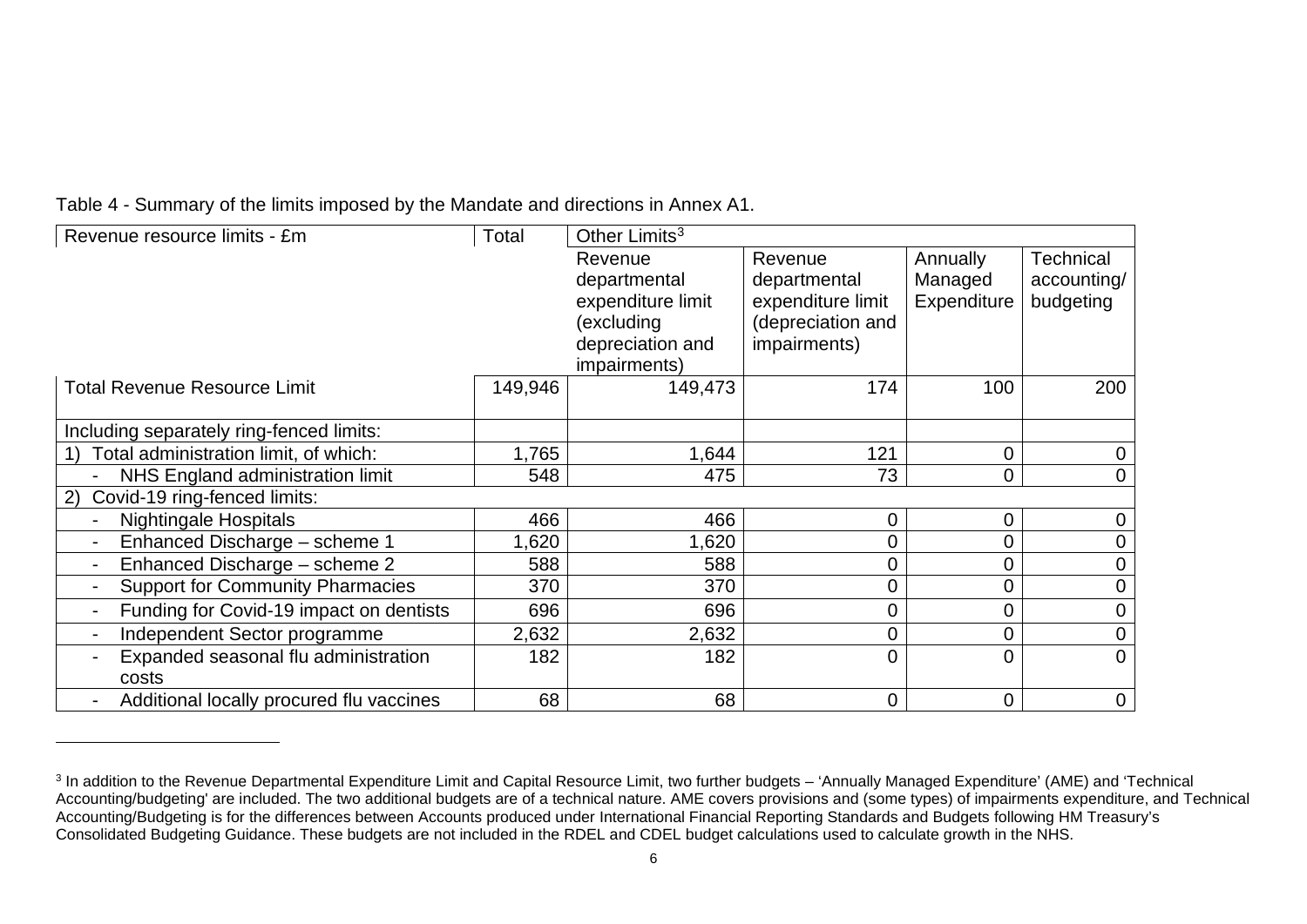Table 4 - Summary of the limits imposed by the Mandate and directions in Annex A1.

| Revenue resource limits - £m | Total | Other Limits[3] | | | |
|---|---|---|---|---|---|
| | | Revenue departmental expenditure limit (excluding depreciation and impairments) | Revenue departmental expenditure limit (depreciation and impairments) | Annually Managed Expenditure | Technical accounting/ budgeting |
| Total Revenue Resource Limit | 149,946 | 149,473 | 174 | 100 | 200 |
| Including separately ring-fenced limits: | | | | | |
| 1) Total administration limit, of which: | 1,765 | 1,644 | 121 | 0 | 0 |
| - NHS England administration limit | 548 | 475 | 73 | 0 | 0 |
| 2) Covid-19 ring-fenced limits: | | | | | |
| - Nightingale Hospitals | 466 | 466 | 0 | 0 | 0 |
| - Enhanced Discharge – scheme 1 | 1,620 | 1,620 | 0 | 0 | 0 |
| - Enhanced Discharge – scheme 2 | 588 | 588 | 0 | 0 | 0 |
| - Support for Community Pharmacies | 370 | 370 | 0 | 0 | 0 |
| - Funding for Covid-19 impact on dentists | 696 | 696 | 0 | 0 | 0 |
| - Independent Sector programme | 2,632 | 2,632 | 0 | 0 | 0 |
| - Expanded seasonal flu administration costs | 182 | 182 | 0 | 0 | 0 |
| - Additional locally procured flu vaccines | 68 | 68 | 0 | 0 | 0 |

[3] In addition to the Revenue Departmental Expenditure Limit and Capital Resource Limit, two further budgets – 'Annually Managed Expenditure' (AME) and 'Technical Accounting/budgeting' are included. The two additional budgets are of a technical nature. AME covers provisions and (some types) of impairments expenditure, and Technical Accounting/Budgeting is for the differences between Accounts produced under International Financial Reporting Standards and Budgets following HM Treasury's Consolidated Budgeting Guidance. These budgets are not included in the RDEL and CDEL budget calculations used to calculate growth in the NHS.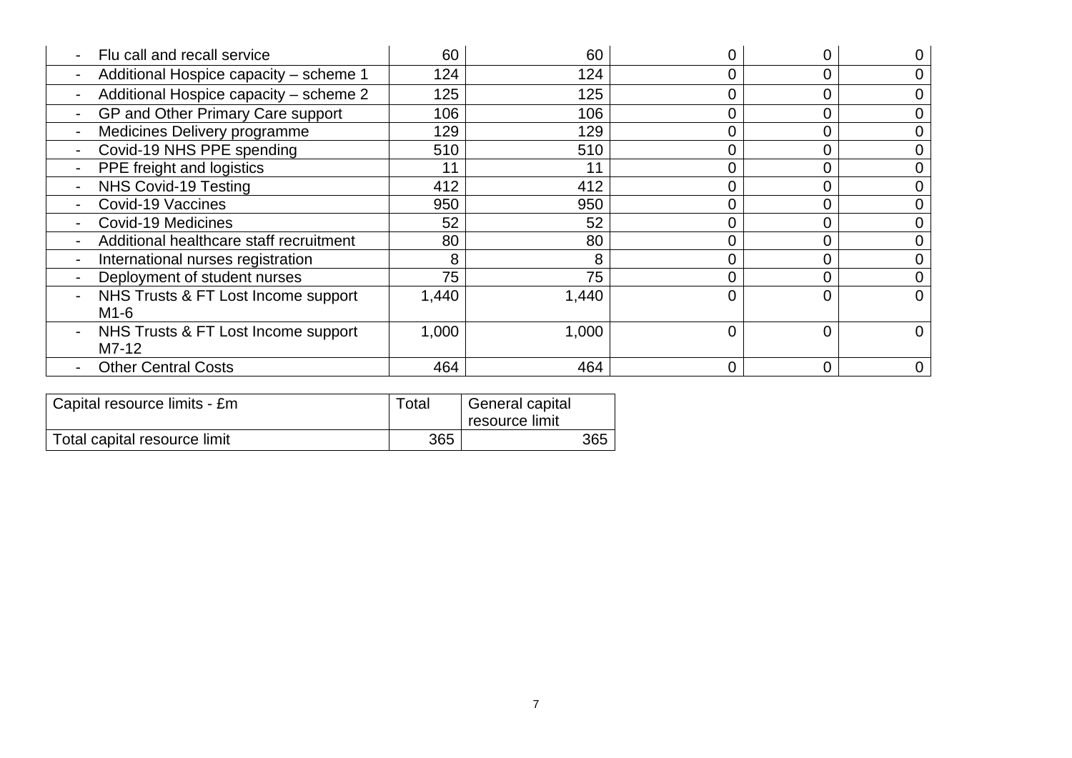| | | | | | |
|---|---|---|---|---|---|
| - Flu call and recall service | 60 | 60 | 0 | 0 | 0 |
| - Additional Hospice capacity – scheme 1 | 124 | 124 | 0 | 0 | 0 |
| - Additional Hospice capacity – scheme 2 | 125 | 125 | 0 | 0 | 0 |
| - GP and Other Primary Care support | 106 | 106 | 0 | 0 | 0 |
| - Medicines Delivery programme | 129 | 129 | 0 | 0 | 0 |
| - Covid-19 NHS PPE spending | 510 | 510 | 0 | 0 | 0 |
| - PPE freight and logistics | 11 | 11 | 0 | 0 | 0 |
| - NHS Covid-19 Testing | 412 | 412 | 0 | 0 | 0 |
| - Covid-19 Vaccines | 950 | 950 | 0 | 0 | 0 |
| - Covid-19 Medicines | 52 | 52 | 0 | 0 | 0 |
| - Additional healthcare staff recruitment | 80 | 80 | 0 | 0 | 0 |
| - International nurses registration | 8 | 8 | 0 | 0 | 0 |
| - Deployment of student nurses | 75 | 75 | 0 | 0 | 0 |
| - NHS Trusts & FT Lost Income support M1-6 | 1,440 | 1,440 | 0 | 0 | 0 |
| - NHS Trusts & FT Lost Income support M7-12 | 1,000 | 1,000 | 0 | 0 | 0 |
| - Other Central Costs | 464 | 464 | 0 | 0 | 0 |

| Capital resource limits - £m | Total | General capital resource limit |
|---|---|---|
| Total capital resource limit | 365 | 365 |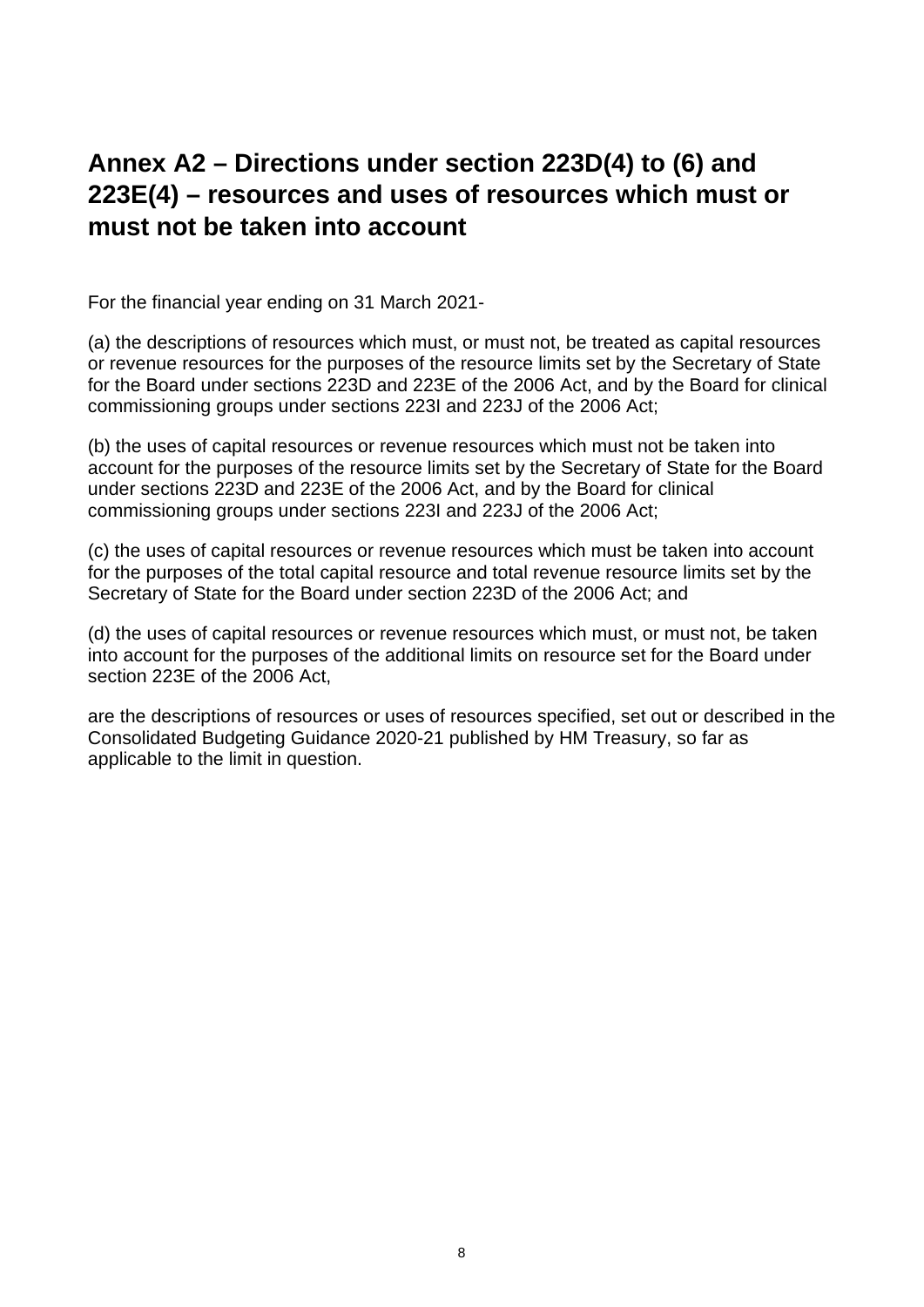# Annex A2 – Directions under section 223D(4) to (6) and 223E(4) – resources and uses of resources which must or must not be taken into account

For the financial year ending on 31 March 2021-

(a) the descriptions of resources which must, or must not, be treated as capital resources or revenue resources for the purposes of the resource limits set by the Secretary of State for the Board under sections 223D and 223E of the 2006 Act, and by the Board for clinical commissioning groups under sections 223I and 223J of the 2006 Act;

(b) the uses of capital resources or revenue resources which must not be taken into account for the purposes of the resource limits set by the Secretary of State for the Board under sections 223D and 223E of the 2006 Act, and by the Board for clinical commissioning groups under sections 223I and 223J of the 2006 Act;

(c) the uses of capital resources or revenue resources which must be taken into account for the purposes of the total capital resource and total revenue resource limits set by the Secretary of State for the Board under section 223D of the 2006 Act; and

(d) the uses of capital resources or revenue resources which must, or must not, be taken into account for the purposes of the additional limits on resource set for the Board under section 223E of the 2006 Act,

are the descriptions of resources or uses of resources specified, set out or described in the Consolidated Budgeting Guidance 2020-21 published by HM Treasury, so far as applicable to the limit in question.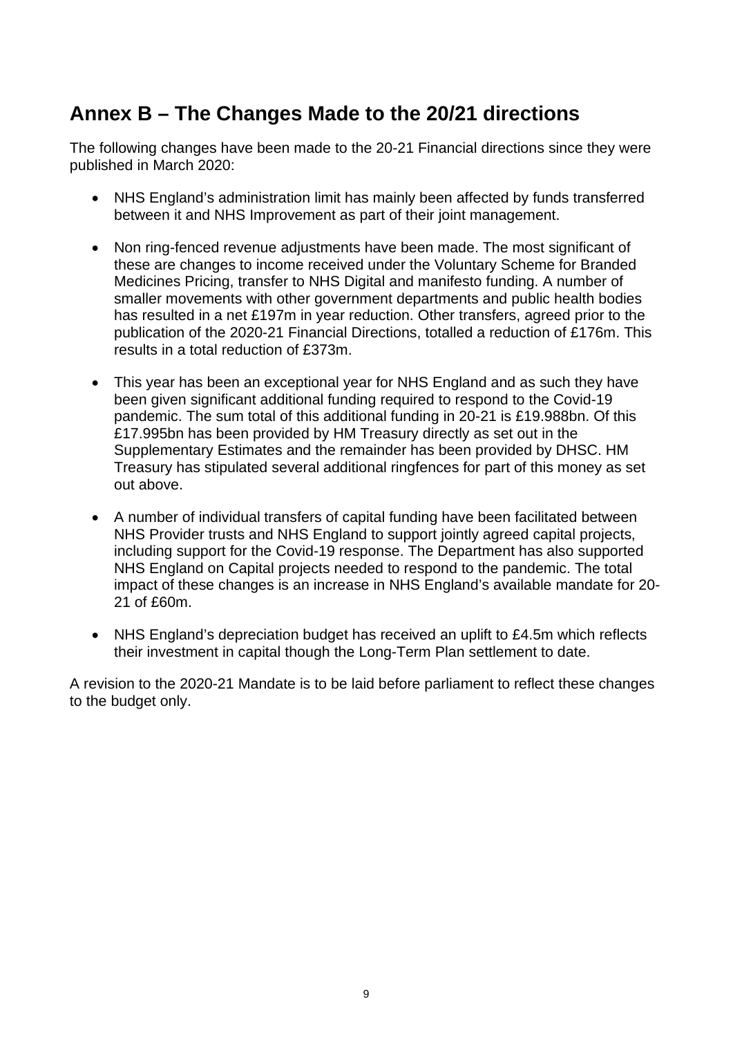## Annex B – The Changes Made to the 20/21 directions

The following changes have been made to the 20-21 Financial directions since they were published in March 2020:

- NHS England's administration limit has mainly been affected by funds transferred between it and NHS Improvement as part of their joint management.
- Non ring-fenced revenue adjustments have been made. The most significant of these are changes to income received under the Voluntary Scheme for Branded Medicines Pricing, transfer to NHS Digital and manifesto funding. A number of smaller movements with other government departments and public health bodies has resulted in a net £197m in year reduction. Other transfers, agreed prior to the publication of the 2020-21 Financial Directions, totalled a reduction of £176m. This results in a total reduction of £373m.
- This year has been an exceptional year for NHS England and as such they have been given significant additional funding required to respond to the Covid-19 pandemic. The sum total of this additional funding in 20-21 is £19.988bn. Of this £17.995bn has been provided by HM Treasury directly as set out in the Supplementary Estimates and the remainder has been provided by DHSC. HM Treasury has stipulated several additional ringfences for part of this money as set out above.
- A number of individual transfers of capital funding have been facilitated between NHS Provider trusts and NHS England to support jointly agreed capital projects, including support for the Covid-19 response. The Department has also supported NHS England on Capital projects needed to respond to the pandemic. The total impact of these changes is an increase in NHS England's available mandate for 20-21 of £60m.
- NHS England's depreciation budget has received an uplift to £4.5m which reflects their investment in capital though the Long-Term Plan settlement to date.

A revision to the 2020-21 Mandate is to be laid before parliament to reflect these changes to the budget only.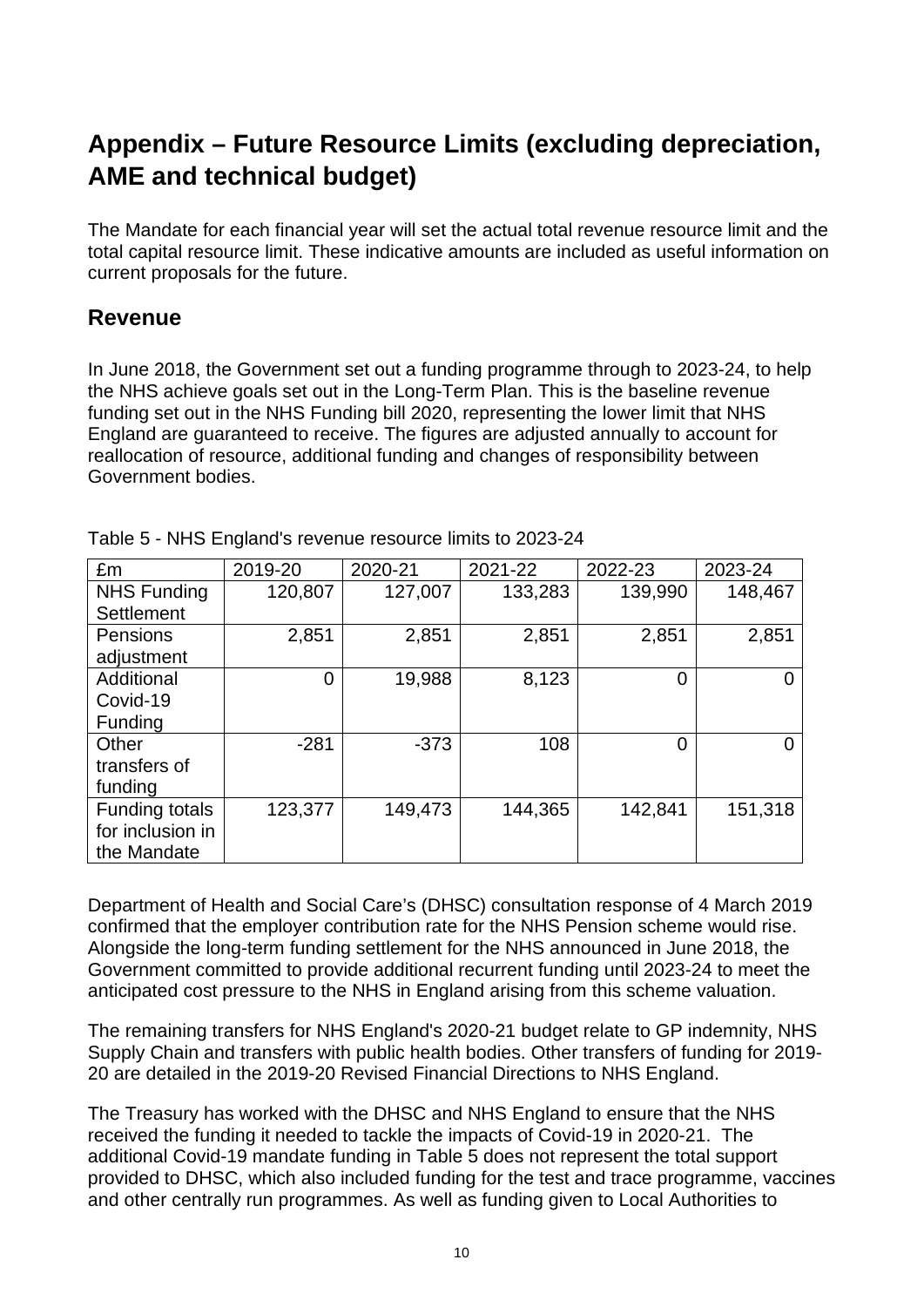# Appendix – Future Resource Limits (excluding depreciation, AME and technical budget)

The Mandate for each financial year will set the actual total revenue resource limit and the total capital resource limit. These indicative amounts are included as useful information on current proposals for the future.

## Revenue

In June 2018, the Government set out a funding programme through to 2023-24, to help the NHS achieve goals set out in the Long-Term Plan. This is the baseline revenue funding set out in the NHS Funding bill 2020, representing the lower limit that NHS England are guaranteed to receive. The figures are adjusted annually to account for reallocation of resource, additional funding and changes of responsibility between Government bodies.

Table 5 - NHS England's revenue resource limits to 2023-24

| £m | 2019-20 | 2020-21 | 2021-22 | 2022-23 | 2023-24 |
|---|---|---|---|---|---|
| NHS Funding Settlement | 120,807 | 127,007 | 133,283 | 139,990 | 148,467 |
| Pensions adjustment | 2,851 | 2,851 | 2,851 | 2,851 | 2,851 |
| Additional Covid-19 Funding | 0 | 19,988 | 8,123 | 0 | 0 |
| Other transfers of funding | -281 | -373 | 108 | 0 | 0 |
| Funding totals for inclusion in the Mandate | 123,377 | 149,473 | 144,365 | 142,841 | 151,318 |

Department of Health and Social Care's (DHSC) consultation response of 4 March 2019 confirmed that the employer contribution rate for the NHS Pension scheme would rise. Alongside the long-term funding settlement for the NHS announced in June 2018, the Government committed to provide additional recurrent funding until 2023-24 to meet the anticipated cost pressure to the NHS in England arising from this scheme valuation.

The remaining transfers for NHS England's 2020-21 budget relate to GP indemnity, NHS Supply Chain and transfers with public health bodies. Other transfers of funding for 2019-20 are detailed in the 2019-20 Revised Financial Directions to NHS England.

The Treasury has worked with the DHSC and NHS England to ensure that the NHS received the funding it needed to tackle the impacts of Covid-19 in 2020-21. The additional Covid-19 mandate funding in Table 5 does not represent the total support provided to DHSC, which also included funding for the test and trace programme, vaccines and other centrally run programmes. As well as funding given to Local Authorities to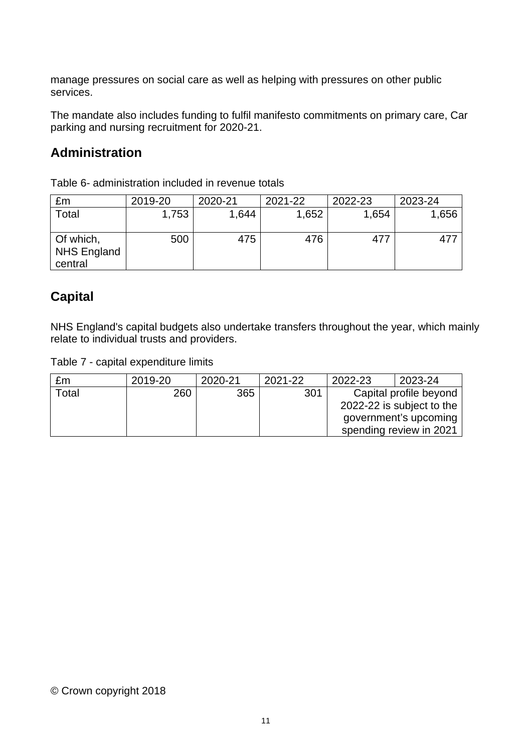manage pressures on social care as well as helping with pressures on other public services.

The mandate also includes funding to fulfil manifesto commitments on primary care, Car parking and nursing recruitment for 2020-21.

## Administration

Table 6- administration included in revenue totals

| £m | 2019-20 | 2020-21 | 2021-22 | 2022-23 | 2023-24 |
|---|---|---|---|---|---|
| Total | 1,753 | 1,644 | 1,652 | 1,654 | 1,656 |
| Of which, NHS England central | 500 | 475 | 476 | 477 | 477 |

## Capital

NHS England's capital budgets also undertake transfers throughout the year, which mainly relate to individual trusts and providers.

Table 7 - capital expenditure limits

| £m | 2019-20 | 2020-21 | 2021-22 | 2022-23 | 2023-24 |
|---|---|---|---|---|---|
| Total | 260 | 365 | 301 | Capital profile beyond 2022-22 is subject to the government's upcoming spending review in 2021 | |

© Crown copyright 2018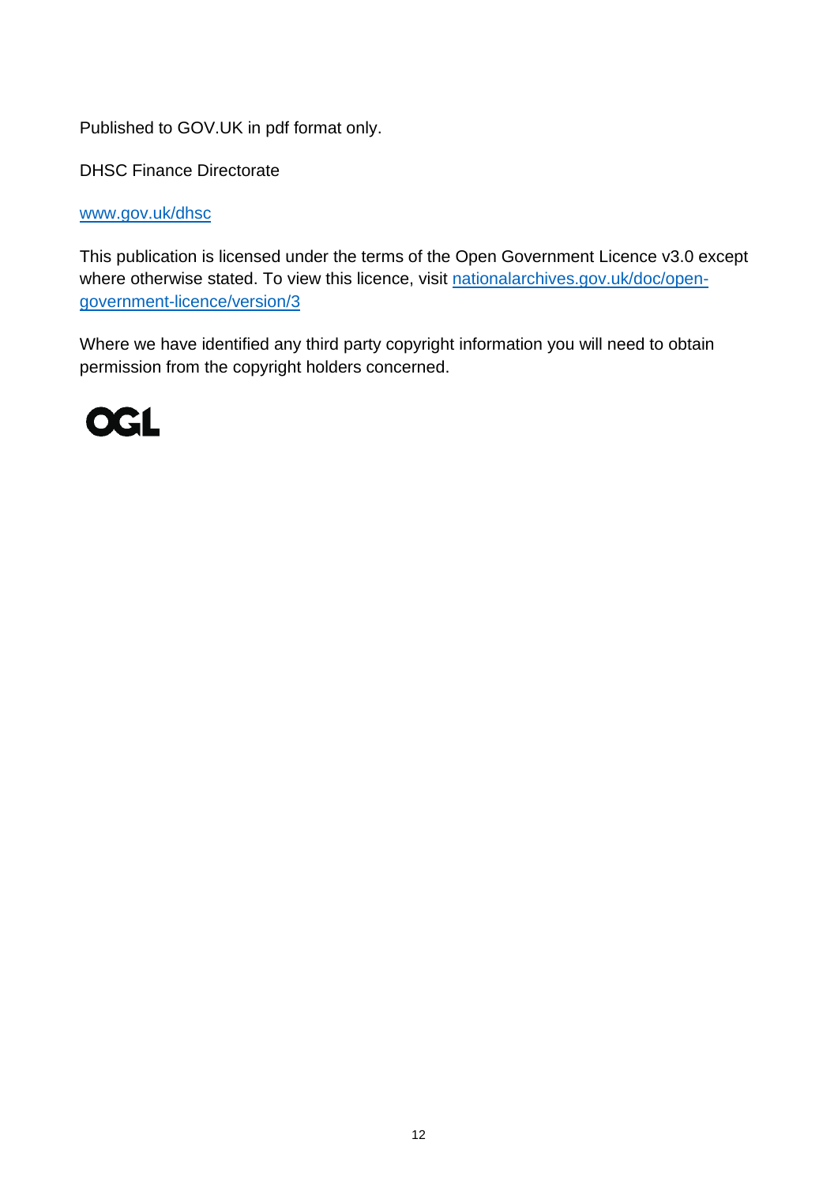Published to GOV.UK in pdf format only.

DHSC Finance Directorate

[www.gov.uk/dhsc](https://www.gov.uk/dhsc)

This publication is licensed under the terms of the Open Government Licence v3.0 except where otherwise stated. To view this licence, visit [nationalarchives.gov.uk/doc/open-government-licence/version/3](https://nationalarchives.gov.uk/doc/open-government-licence/version/3)

Where we have identified any third party copyright information you will need to obtain permission from the copyright holders concerned.

OGL